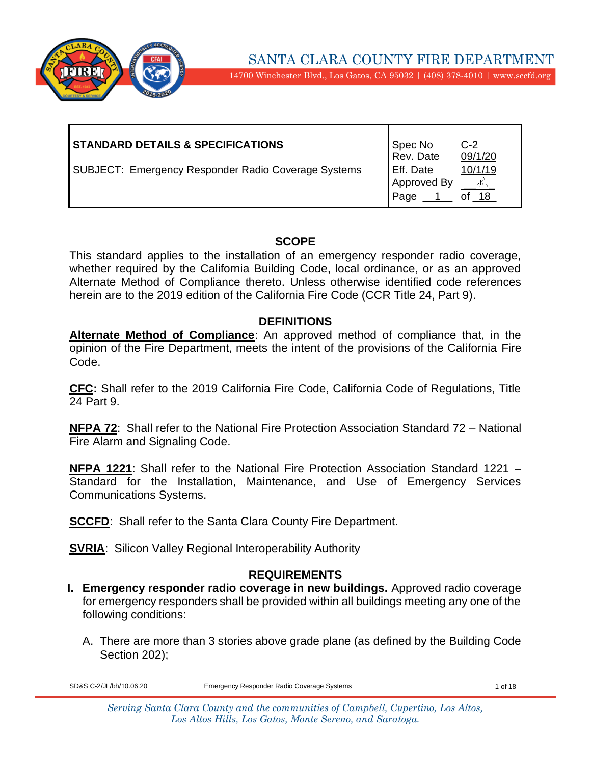# SANTA CLARA COUNTY FIRE DEPARTMENT

14700 Winchester Blvd., Los Gatos, CA 95032 | (408) 378-4010 | www.sccfd.org

| STANDARD DETAILS & SPECIFICATIONS | Spec No | C-2 |
|---|---|---|
| SUBJECT: Emergency Responder Radio Coverage Systems | Rev. Date | 09/1/20 |
| | Eff. Date | 10/1/19 |
| | Approved By | |
| | Page 1 | of 18 |

## SCOPE

This standard applies to the installation of an emergency responder radio coverage, whether required by the California Building Code, local ordinance, or as an approved Alternate Method of Compliance thereto. Unless otherwise identified code references herein are to the 2019 edition of the California Fire Code (CCR Title 24, Part 9).

## DEFINITIONS

**Alternate Method of Compliance**: An approved method of compliance that, in the opinion of the Fire Department, meets the intent of the provisions of the California Fire Code.

**CFC:** Shall refer to the 2019 California Fire Code, California Code of Regulations, Title 24 Part 9.

**NFPA 72**: Shall refer to the National Fire Protection Association Standard 72 – National Fire Alarm and Signaling Code.

**NFPA 1221**: Shall refer to the National Fire Protection Association Standard 1221 – Standard for the Installation, Maintenance, and Use of Emergency Services Communications Systems.

**SCCFD**: Shall refer to the Santa Clara County Fire Department.

**SVRIA**: Silicon Valley Regional Interoperability Authority

## REQUIREMENTS

I. **Emergency responder radio coverage in new buildings.** Approved radio coverage for emergency responders shall be provided within all buildings meeting any one of the following conditions:

   A. There are more than 3 stories above grade plane (as defined by the Building Code Section 202);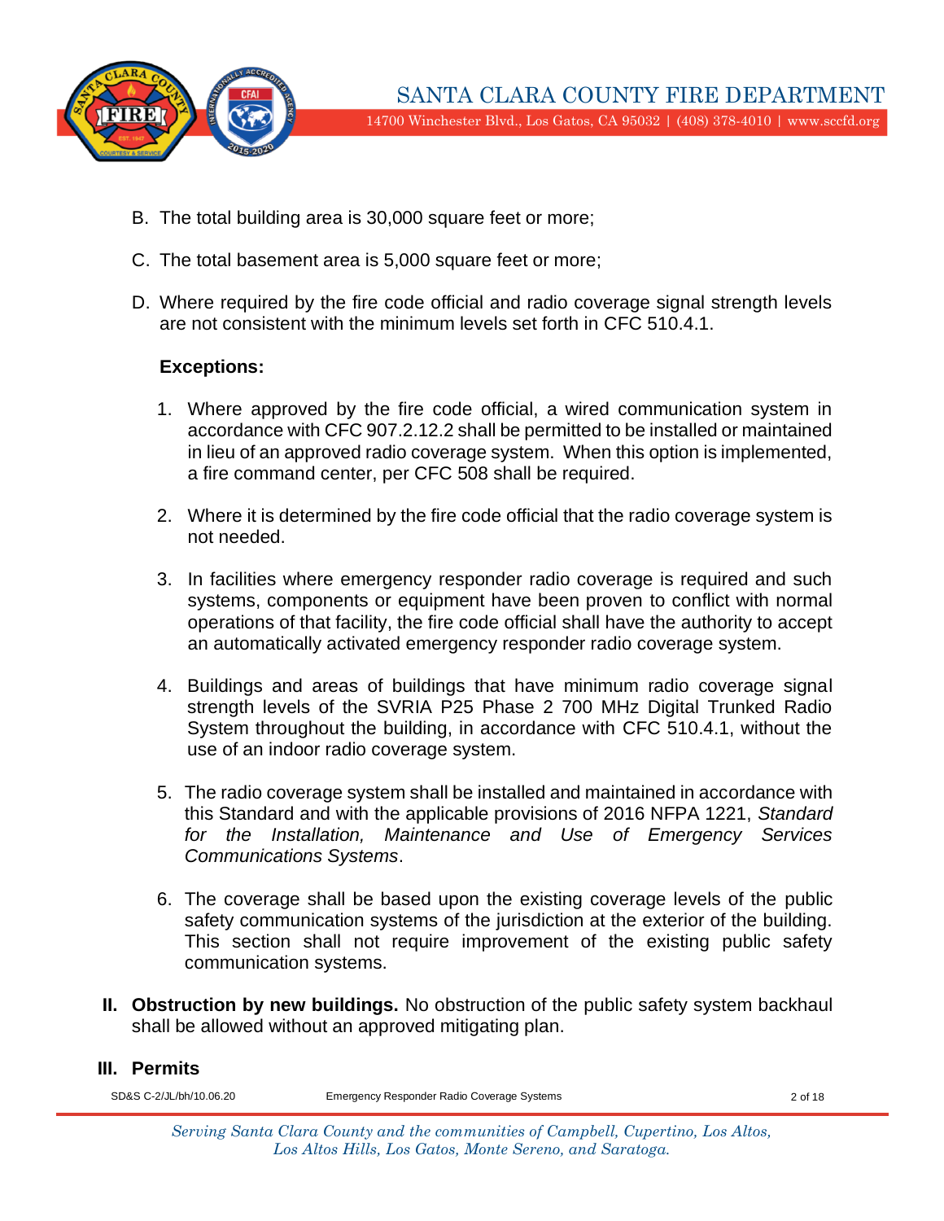B. The total building area is 30,000 square feet or more;

C. The total basement area is 5,000 square feet or more;

D. Where required by the fire code official and radio coverage signal strength levels are not consistent with the minimum levels set forth in CFC 510.4.1.

**Exceptions:**

1. Where approved by the fire code official, a wired communication system in accordance with CFC 907.2.12.2 shall be permitted to be installed or maintained in lieu of an approved radio coverage system. When this option is implemented, a fire command center, per CFC 508 shall be required.

2. Where it is determined by the fire code official that the radio coverage system is not needed.

3. In facilities where emergency responder radio coverage is required and such systems, components or equipment have been proven to conflict with normal operations of that facility, the fire code official shall have the authority to accept an automatically activated emergency responder radio coverage system.

4. Buildings and areas of buildings that have minimum radio coverage signal strength levels of the SVRIA P25 Phase 2 700 MHz Digital Trunked Radio System throughout the building, in accordance with CFC 510.4.1, without the use of an indoor radio coverage system.

5. The radio coverage system shall be installed and maintained in accordance with this Standard and with the applicable provisions of 2016 NFPA 1221, *Standard for the Installation, Maintenance and Use of Emergency Services Communications Systems*.

6. The coverage shall be based upon the existing coverage levels of the public safety communication systems of the jurisdiction at the exterior of the building. This section shall not require improvement of the existing public safety communication systems.

**II. Obstruction by new buildings.** No obstruction of the public safety system backhaul shall be allowed without an approved mitigating plan.

## III. Permits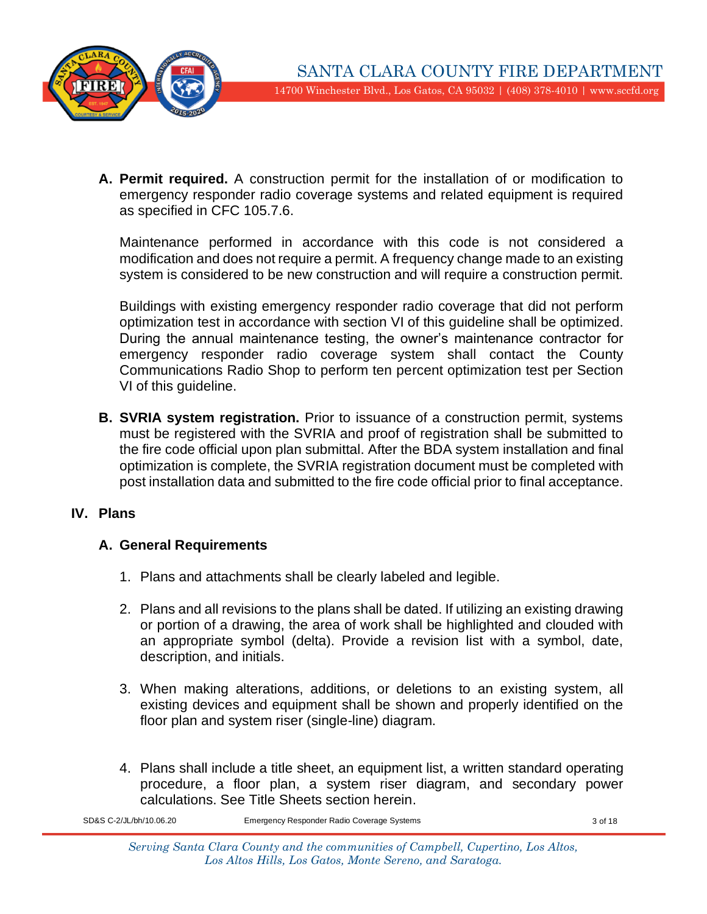A. **Permit required.** A construction permit for the installation of or modification to emergency responder radio coverage systems and related equipment is required as specified in CFC 105.7.6.

   Maintenance performed in accordance with this code is not considered a modification and does not require a permit. A frequency change made to an existing system is considered to be new construction and will require a construction permit.

   Buildings with existing emergency responder radio coverage that did not perform optimization test in accordance with section VI of this guideline shall be optimized. During the annual maintenance testing, the owner's maintenance contractor for emergency responder radio coverage system shall contact the County Communications Radio Shop to perform ten percent optimization test per Section VI of this guideline.

B. **SVRIA system registration.** Prior to issuance of a construction permit, systems must be registered with the SVRIA and proof of registration shall be submitted to the fire code official upon plan submittal. After the BDA system installation and final optimization is complete, the SVRIA registration document must be completed with post installation data and submitted to the fire code official prior to final acceptance.

## IV. Plans

### A. General Requirements

1. Plans and attachments shall be clearly labeled and legible.

2. Plans and all revisions to the plans shall be dated. If utilizing an existing drawing or portion of a drawing, the area of work shall be highlighted and clouded with an appropriate symbol (delta). Provide a revision list with a symbol, date, description, and initials.

3. When making alterations, additions, or deletions to an existing system, all existing devices and equipment shall be shown and properly identified on the floor plan and system riser (single-line) diagram.

4. Plans shall include a title sheet, an equipment list, a written standard operating procedure, a floor plan, a system riser diagram, and secondary power calculations. See Title Sheets section herein.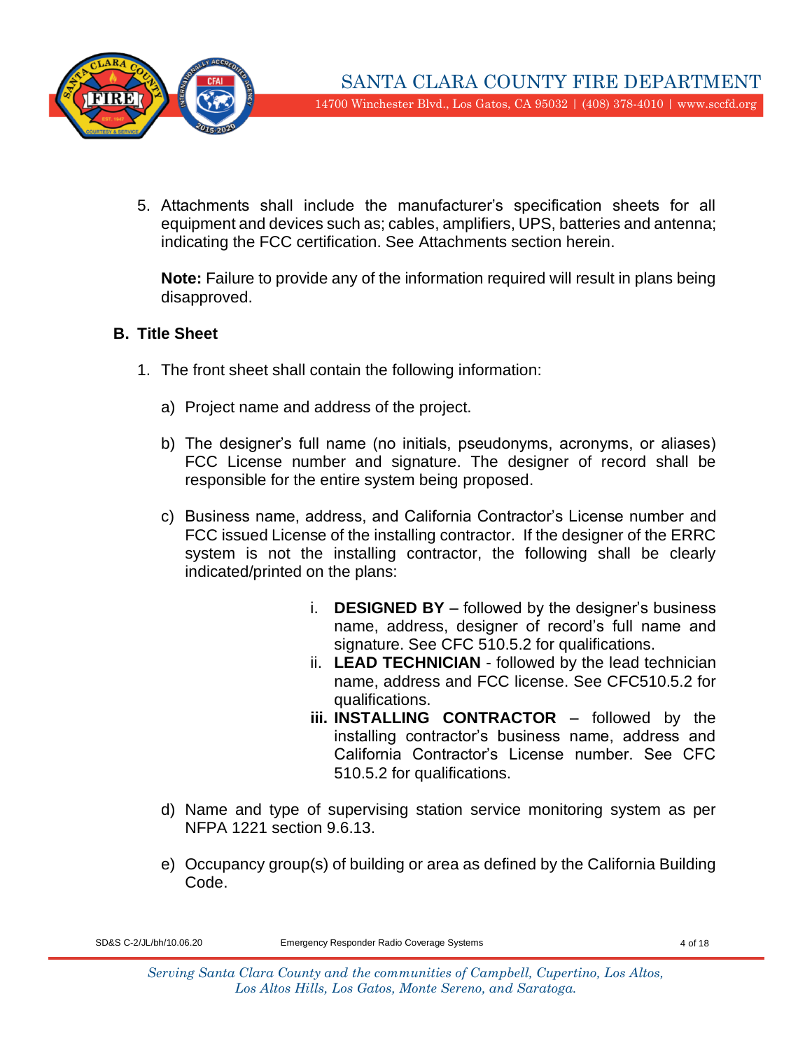5. Attachments shall include the manufacturer's specification sheets for all equipment and devices such as; cables, amplifiers, UPS, batteries and antenna; indicating the FCC certification. See Attachments section herein.

   **Note:** Failure to provide any of the information required will result in plans being disapproved.

### B. Title Sheet

1. The front sheet shall contain the following information:

   a) Project name and address of the project.

   b) The designer's full name (no initials, pseudonyms, acronyms, or aliases) FCC License number and signature. The designer of record shall be responsible for the entire system being proposed.

   c) Business name, address, and California Contractor's License number and FCC issued License of the installing contractor. If the designer of the ERRC system is not the installing contractor, the following shall be clearly indicated/printed on the plans:

      i. **DESIGNED BY** – followed by the designer's business name, address, designer of record's full name and signature. See CFC 510.5.2 for qualifications.
      ii. **LEAD TECHNICIAN** - followed by the lead technician name, address and FCC license. See CFC510.5.2 for qualifications.
      **iii. INSTALLING CONTRACTOR** – followed by the installing contractor's business name, address and California Contractor's License number. See CFC 510.5.2 for qualifications.

   d) Name and type of supervising station service monitoring system as per NFPA 1221 section 9.6.13.

   e) Occupancy group(s) of building or area as defined by the California Building Code.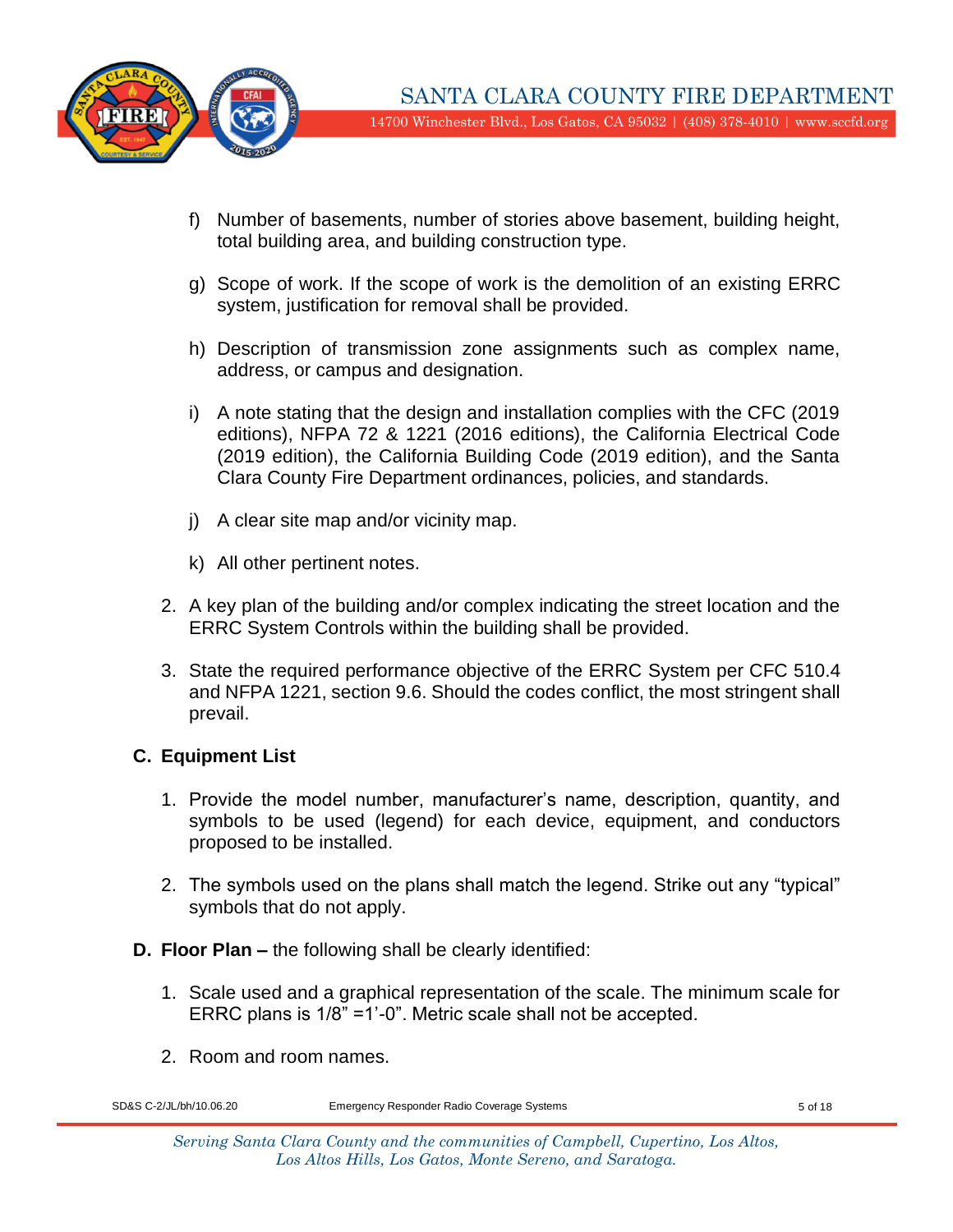f) Number of basements, number of stories above basement, building height, total building area, and building construction type.

g) Scope of work. If the scope of work is the demolition of an existing ERRC system, justification for removal shall be provided.

h) Description of transmission zone assignments such as complex name, address, or campus and designation.

i) A note stating that the design and installation complies with the CFC (2019 editions), NFPA 72 & 1221 (2016 editions), the California Electrical Code (2019 edition), the California Building Code (2019 edition), and the Santa Clara County Fire Department ordinances, policies, and standards.

j) A clear site map and/or vicinity map.

k) All other pertinent notes.

2. A key plan of the building and/or complex indicating the street location and the ERRC System Controls within the building shall be provided.

3. State the required performance objective of the ERRC System per CFC 510.4 and NFPA 1221, section 9.6. Should the codes conflict, the most stringent shall prevail.

**C. Equipment List**

1. Provide the model number, manufacturer's name, description, quantity, and symbols to be used (legend) for each device, equipment, and conductors proposed to be installed.

2. The symbols used on the plans shall match the legend. Strike out any "typical" symbols that do not apply.

**D. Floor Plan –** the following shall be clearly identified:

1. Scale used and a graphical representation of the scale. The minimum scale for ERRC plans is 1/8" =1'-0". Metric scale shall not be accepted.

2. Room and room names.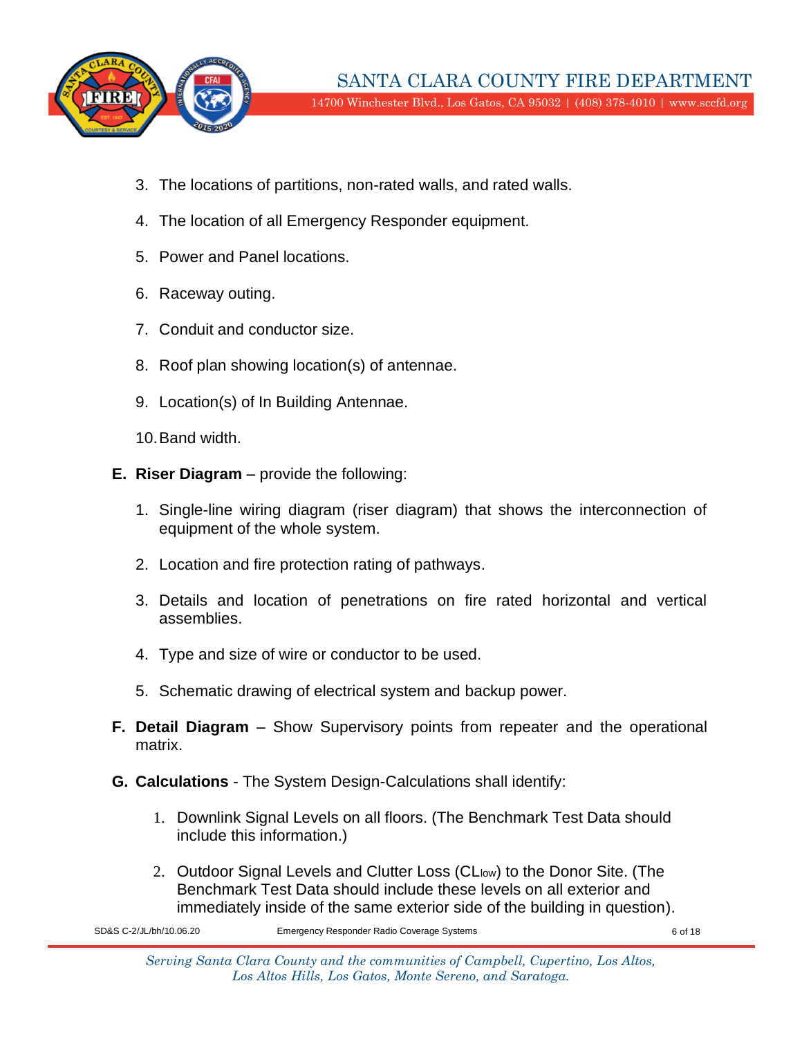3. The locations of partitions, non-rated walls, and rated walls.
4. The location of all Emergency Responder equipment.
5. Power and Panel locations.
6. Raceway outing.
7. Conduit and conductor size.
8. Roof plan showing location(s) of antennae.
9. Location(s) of In Building Antennae.
10. Band width.

**E. Riser Diagram** – provide the following:

1. Single-line wiring diagram (riser diagram) that shows the interconnection of equipment of the whole system.
2. Location and fire protection rating of pathways.
3. Details and location of penetrations on fire rated horizontal and vertical assemblies.
4. Type and size of wire or conductor to be used.
5. Schematic drawing of electrical system and backup power.

**F. Detail Diagram** – Show Supervisory points from repeater and the operational matrix.

**G. Calculations** - The System Design-Calculations shall identify:

1. Downlink Signal Levels on all floors. (The Benchmark Test Data should include this information.)
2. Outdoor Signal Levels and Clutter Loss ($CL_{low}$) to the Donor Site. (The Benchmark Test Data should include these levels on all exterior and immediately inside of the same exterior side of the building in question).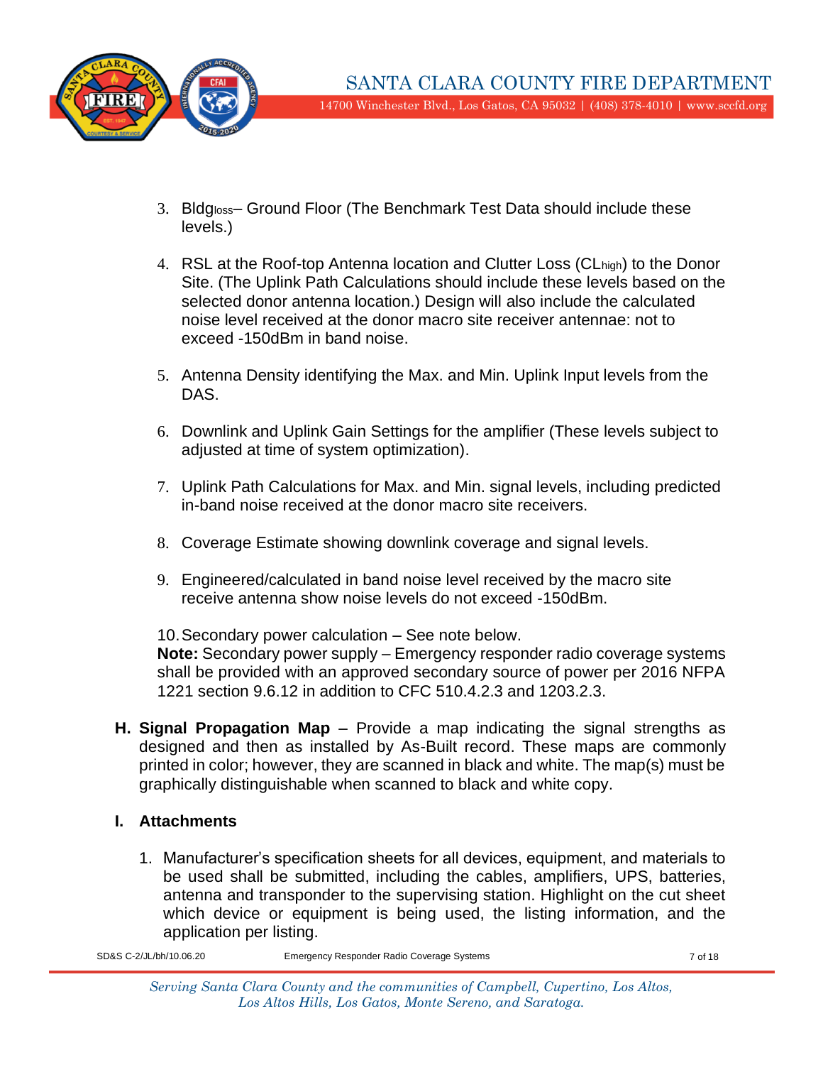3. $Bldg_{loss}$– Ground Floor (The Benchmark Test Data should include these levels.)

4. RSL at the Roof-top Antenna location and Clutter Loss ($CL_{high}$) to the Donor Site. (The Uplink Path Calculations should include these levels based on the selected donor antenna location.) Design will also include the calculated noise level received at the donor macro site receiver antennae: not to exceed -150dBm in band noise.

5. Antenna Density identifying the Max. and Min. Uplink Input levels from the DAS.

6. Downlink and Uplink Gain Settings for the amplifier (These levels subject to adjusted at time of system optimization).

7. Uplink Path Calculations for Max. and Min. signal levels, including predicted in-band noise received at the donor macro site receivers.

8. Coverage Estimate showing downlink coverage and signal levels.

9. Engineered/calculated in band noise level received by the macro site receive antenna show noise levels do not exceed -150dBm.

10. Secondary power calculation – See note below.
**Note:** Secondary power supply – Emergency responder radio coverage systems shall be provided with an approved secondary source of power per 2016 NFPA 1221 section 9.6.12 in addition to CFC 510.4.2.3 and 1203.2.3.

**H. Signal Propagation Map** – Provide a map indicating the signal strengths as designed and then as installed by As-Built record. These maps are commonly printed in color; however, they are scanned in black and white. The map(s) must be graphically distinguishable when scanned to black and white copy.

**I. Attachments**

1. Manufacturer's specification sheets for all devices, equipment, and materials to be used shall be submitted, including the cables, amplifiers, UPS, batteries, antenna and transponder to the supervising station. Highlight on the cut sheet which device or equipment is being used, the listing information, and the application per listing.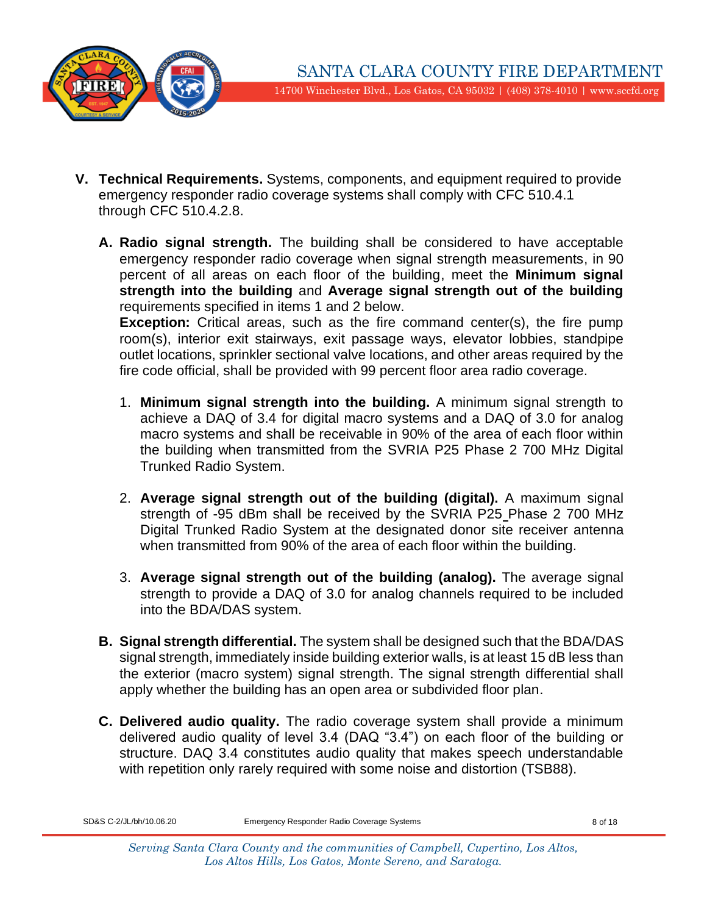**V. Technical Requirements.** Systems, components, and equipment required to provide emergency responder radio coverage systems shall comply with CFC 510.4.1 through CFC 510.4.2.8.

**A. Radio signal strength.** The building shall be considered to have acceptable emergency responder radio coverage when signal strength measurements, in 90 percent of all areas on each floor of the building, meet the **Minimum signal strength into the building** and **Average signal strength out of the building** requirements specified in items 1 and 2 below.
**Exception:** Critical areas, such as the fire command center(s), the fire pump room(s), interior exit stairways, exit passage ways, elevator lobbies, standpipe outlet locations, sprinkler sectional valve locations, and other areas required by the fire code official, shall be provided with 99 percent floor area radio coverage.

1. **Minimum signal strength into the building.** A minimum signal strength to achieve a DAQ of 3.4 for digital macro systems and a DAQ of 3.0 for analog macro systems and shall be receivable in 90% of the area of each floor within the building when transmitted from the SVRIA P25 Phase 2 700 MHz Digital Trunked Radio System.

2. **Average signal strength out of the building (digital).** A maximum signal strength of -95 dBm shall be received by the SVRIA P25 Phase 2 700 MHz Digital Trunked Radio System at the designated donor site receiver antenna when transmitted from 90% of the area of each floor within the building.

3. **Average signal strength out of the building (analog).** The average signal strength to provide a DAQ of 3.0 for analog channels required to be included into the BDA/DAS system.

**B. Signal strength differential.** The system shall be designed such that the BDA/DAS signal strength, immediately inside building exterior walls, is at least 15 dB less than the exterior (macro system) signal strength. The signal strength differential shall apply whether the building has an open area or subdivided floor plan.

**C. Delivered audio quality.** The radio coverage system shall provide a minimum delivered audio quality of level 3.4 (DAQ "3.4") on each floor of the building or structure. DAQ 3.4 constitutes audio quality that makes speech understandable with repetition only rarely required with some noise and distortion (TSB88).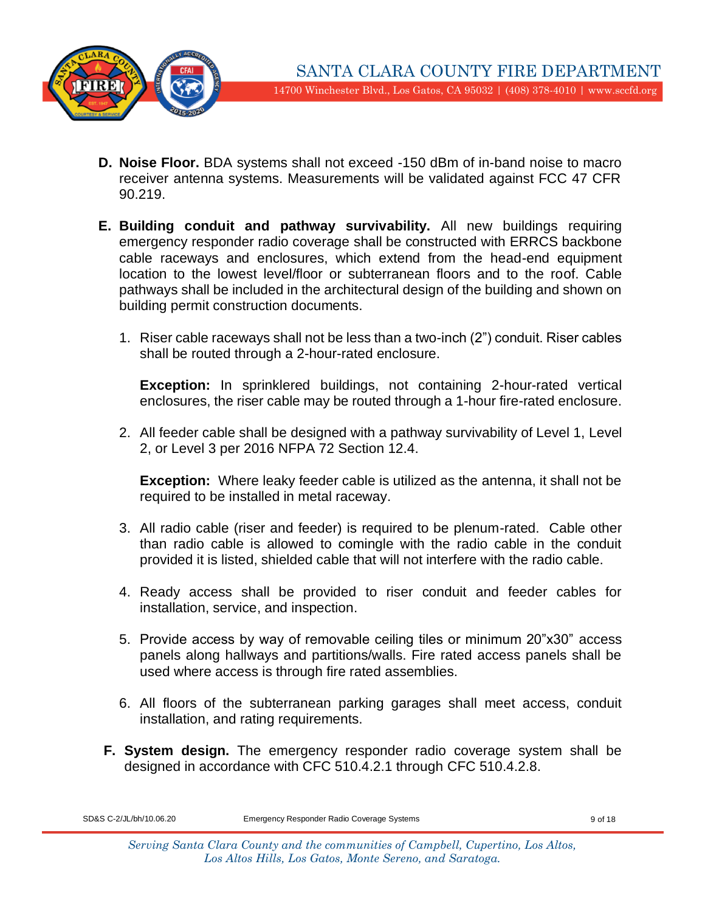**D. Noise Floor.** BDA systems shall not exceed -150 dBm of in-band noise to macro receiver antenna systems. Measurements will be validated against FCC 47 CFR 90.219.

**E. Building conduit and pathway survivability.** All new buildings requiring emergency responder radio coverage shall be constructed with ERRCS backbone cable raceways and enclosures, which extend from the head-end equipment location to the lowest level/floor or subterranean floors and to the roof. Cable pathways shall be included in the architectural design of the building and shown on building permit construction documents.

1. Riser cable raceways shall not be less than a two-inch (2") conduit. Riser cables shall be routed through a 2-hour-rated enclosure.

   **Exception:** In sprinklered buildings, not containing 2-hour-rated vertical enclosures, the riser cable may be routed through a 1-hour fire-rated enclosure.

2. All feeder cable shall be designed with a pathway survivability of Level 1, Level 2, or Level 3 per 2016 NFPA 72 Section 12.4.

   **Exception:** Where leaky feeder cable is utilized as the antenna, it shall not be required to be installed in metal raceway.

3. All radio cable (riser and feeder) is required to be plenum-rated. Cable other than radio cable is allowed to comingle with the radio cable in the conduit provided it is listed, shielded cable that will not interfere with the radio cable.

4. Ready access shall be provided to riser conduit and feeder cables for installation, service, and inspection.

5. Provide access by way of removable ceiling tiles or minimum 20"x30" access panels along hallways and partitions/walls. Fire rated access panels shall be used where access is through fire rated assemblies.

6. All floors of the subterranean parking garages shall meet access, conduit installation, and rating requirements.

**F. System design.** The emergency responder radio coverage system shall be designed in accordance with CFC 510.4.2.1 through CFC 510.4.2.8.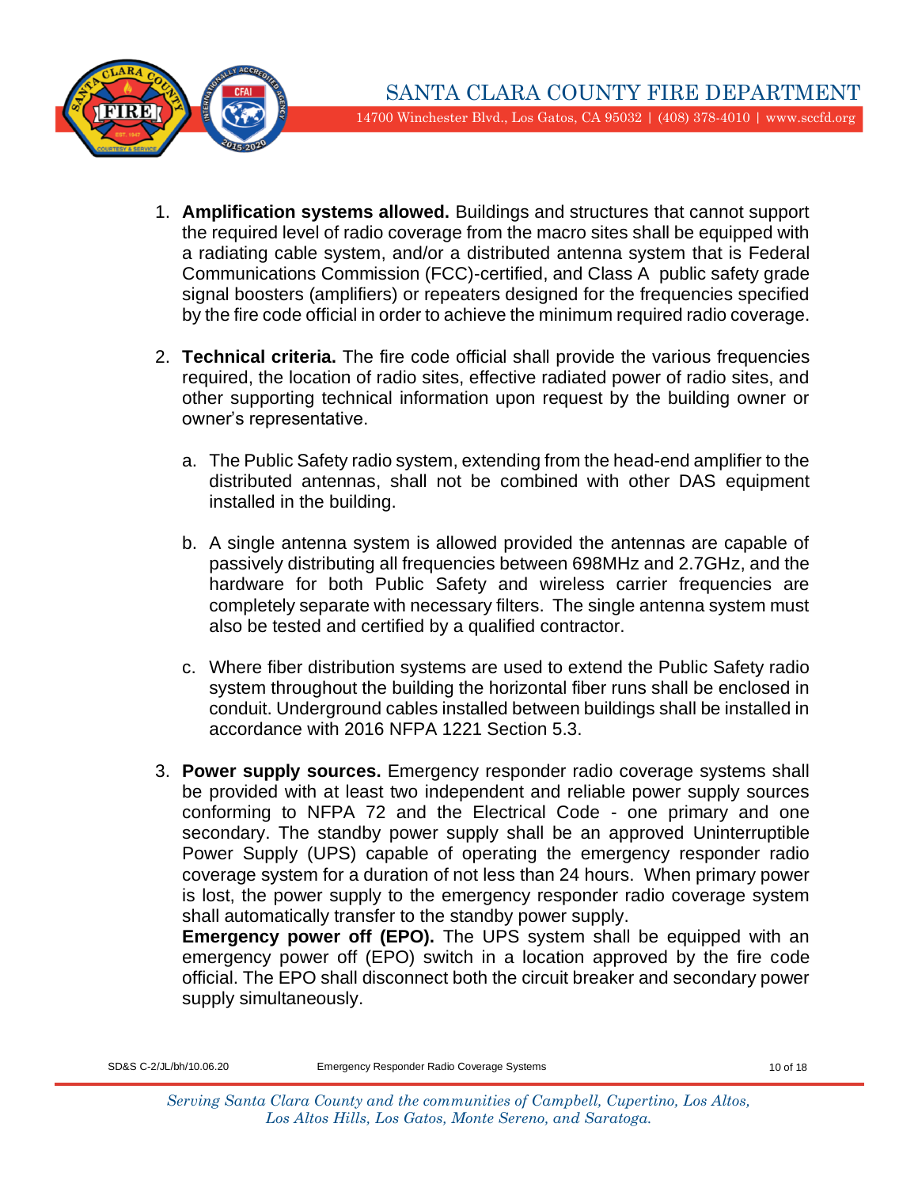1. **Amplification systems allowed.** Buildings and structures that cannot support the required level of radio coverage from the macro sites shall be equipped with a radiating cable system, and/or a distributed antenna system that is Federal Communications Commission (FCC)-certified, and Class A public safety grade signal boosters (amplifiers) or repeaters designed for the frequencies specified by the fire code official in order to achieve the minimum required radio coverage.

2. **Technical criteria.** The fire code official shall provide the various frequencies required, the location of radio sites, effective radiated power of radio sites, and other supporting technical information upon request by the building owner or owner's representative.

   a. The Public Safety radio system, extending from the head-end amplifier to the distributed antennas, shall not be combined with other DAS equipment installed in the building.

   b. A single antenna system is allowed provided the antennas are capable of passively distributing all frequencies between 698MHz and 2.7GHz, and the hardware for both Public Safety and wireless carrier frequencies are completely separate with necessary filters. The single antenna system must also be tested and certified by a qualified contractor.

   c. Where fiber distribution systems are used to extend the Public Safety radio system throughout the building the horizontal fiber runs shall be enclosed in conduit. Underground cables installed between buildings shall be installed in accordance with 2016 NFPA 1221 Section 5.3.

3. **Power supply sources.** Emergency responder radio coverage systems shall be provided with at least two independent and reliable power supply sources conforming to NFPA 72 and the Electrical Code - one primary and one secondary. The standby power supply shall be an approved Uninterruptible Power Supply (UPS) capable of operating the emergency responder radio coverage system for a duration of not less than 24 hours. When primary power is lost, the power supply to the emergency responder radio coverage system shall automatically transfer to the standby power supply.
   **Emergency power off (EPO).** The UPS system shall be equipped with an emergency power off (EPO) switch in a location approved by the fire code official. The EPO shall disconnect both the circuit breaker and secondary power supply simultaneously.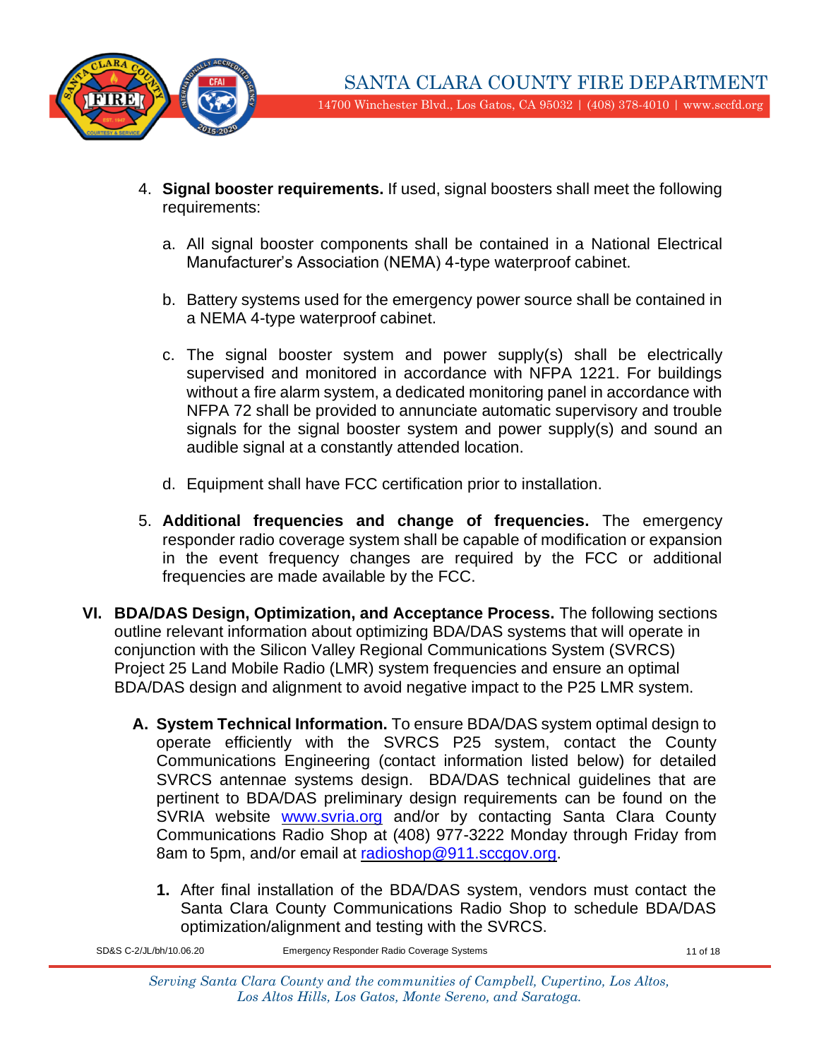4. **Signal booster requirements.** If used, signal boosters shall meet the following requirements:

    a. All signal booster components shall be contained in a National Electrical Manufacturer's Association (NEMA) 4-type waterproof cabinet.

    b. Battery systems used for the emergency power source shall be contained in a NEMA 4-type waterproof cabinet.

    c. The signal booster system and power supply(s) shall be electrically supervised and monitored in accordance with NFPA 1221. For buildings without a fire alarm system, a dedicated monitoring panel in accordance with NFPA 72 shall be provided to annunciate automatic supervisory and trouble signals for the signal booster system and power supply(s) and sound an audible signal at a constantly attended location.

    d. Equipment shall have FCC certification prior to installation.

5. **Additional frequencies and change of frequencies.** The emergency responder radio coverage system shall be capable of modification or expansion in the event frequency changes are required by the FCC or additional frequencies are made available by the FCC.

## VI. BDA/DAS Design, Optimization, and Acceptance Process.

The following sections outline relevant information about optimizing BDA/DAS systems that will operate in conjunction with the Silicon Valley Regional Communications System (SVRCS) Project 25 Land Mobile Radio (LMR) system frequencies and ensure an optimal BDA/DAS design and alignment to avoid negative impact to the P25 LMR system.

**A. System Technical Information.** To ensure BDA/DAS system optimal design to operate efficiently with the SVRCS P25 system, contact the County Communications Engineering (contact information listed below) for detailed SVRCS antennae systems design. BDA/DAS technical guidelines that are pertinent to BDA/DAS preliminary design requirements can be found on the SVRIA website www.svria.org and/or by contacting Santa Clara County Communications Radio Shop at (408) 977-3222 Monday through Friday from 8am to 5pm, and/or email at radioshop@911.sccgov.org.

1. After final installation of the BDA/DAS system, vendors must contact the Santa Clara County Communications Radio Shop to schedule BDA/DAS optimization/alignment and testing with the SVRCS.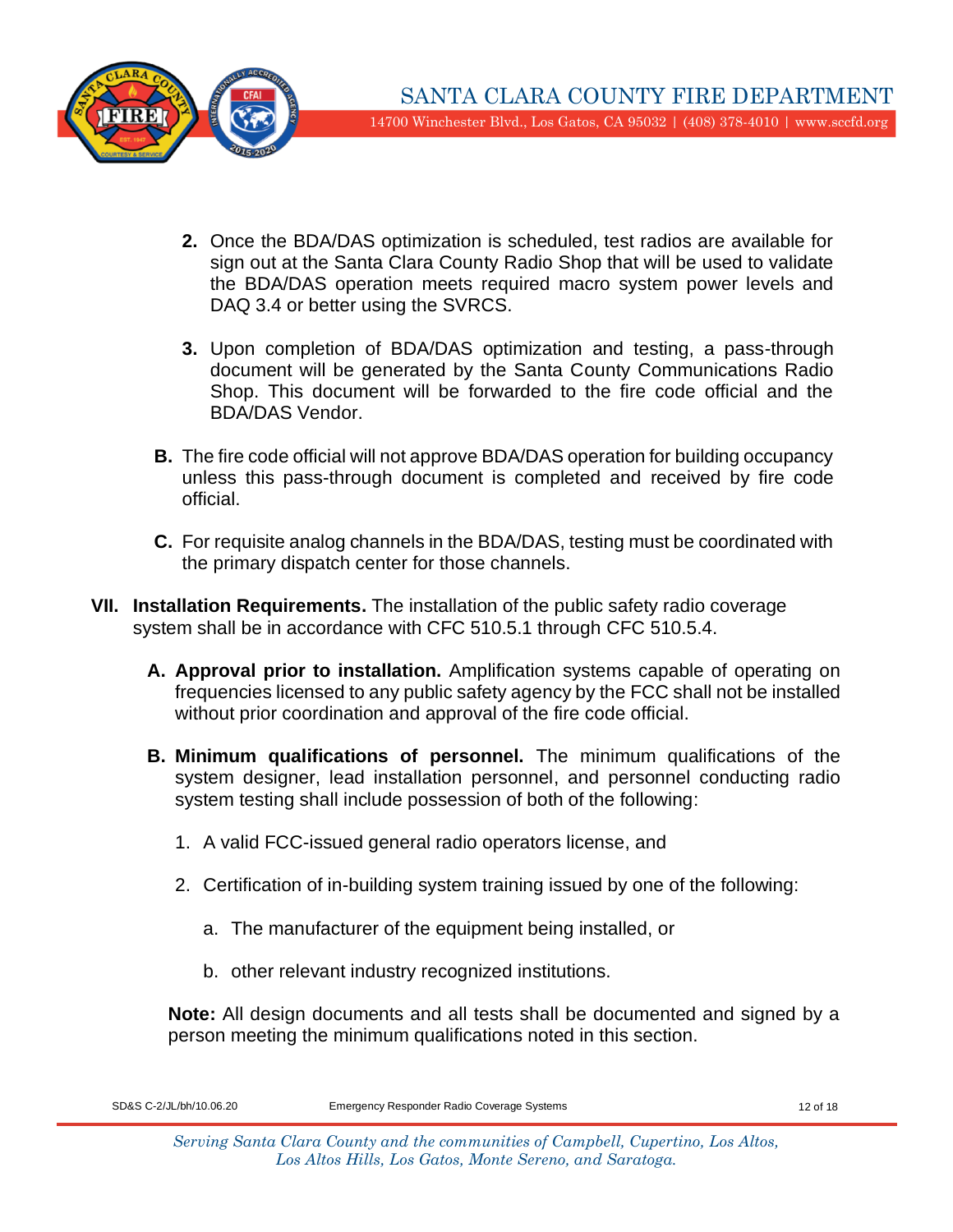2. Once the BDA/DAS optimization is scheduled, test radios are available for sign out at the Santa Clara County Radio Shop that will be used to validate the BDA/DAS operation meets required macro system power levels and DAQ 3.4 or better using the SVRCS.

3. Upon completion of BDA/DAS optimization and testing, a pass-through document will be generated by the Santa County Communications Radio Shop. This document will be forwarded to the fire code official and the BDA/DAS Vendor.

**B.** The fire code official will not approve BDA/DAS operation for building occupancy unless this pass-through document is completed and received by fire code official.

**C.** For requisite analog channels in the BDA/DAS, testing must be coordinated with the primary dispatch center for those channels.

**VII. Installation Requirements.** The installation of the public safety radio coverage system shall be in accordance with CFC 510.5.1 through CFC 510.5.4.

**A. Approval prior to installation.** Amplification systems capable of operating on frequencies licensed to any public safety agency by the FCC shall not be installed without prior coordination and approval of the fire code official.

**B. Minimum qualifications of personnel.** The minimum qualifications of the system designer, lead installation personnel, and personnel conducting radio system testing shall include possession of both of the following:

1. A valid FCC-issued general radio operators license, and

2. Certification of in-building system training issued by one of the following:

   a. The manufacturer of the equipment being installed, or

   b. other relevant industry recognized institutions.

**Note:** All design documents and all tests shall be documented and signed by a person meeting the minimum qualifications noted in this section.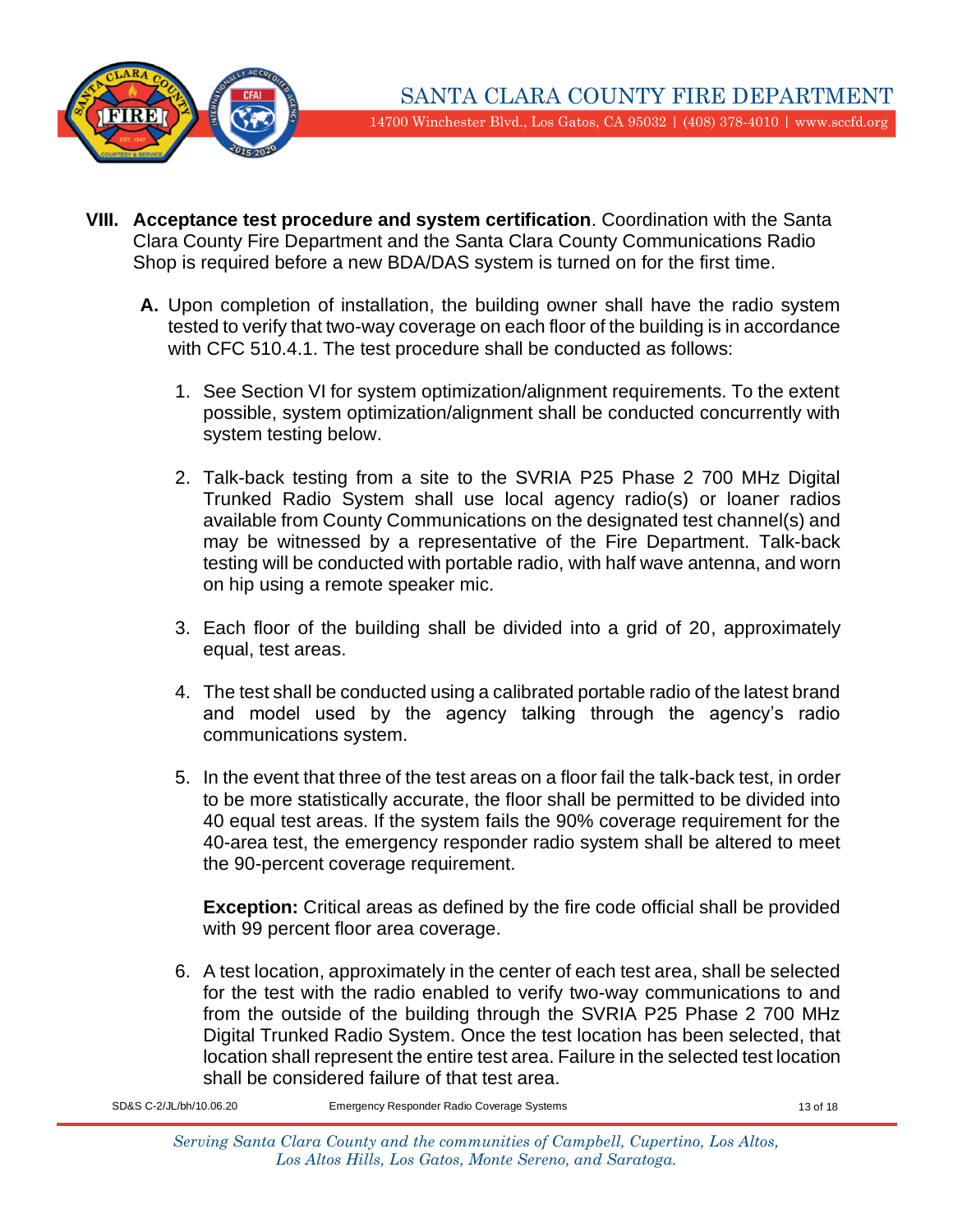**VIII. Acceptance test procedure and system certification**. Coordination with the Santa Clara County Fire Department and the Santa Clara County Communications Radio Shop is required before a new BDA/DAS system is turned on for the first time.

**A.** Upon completion of installation, the building owner shall have the radio system tested to verify that two-way coverage on each floor of the building is in accordance with CFC 510.4.1. The test procedure shall be conducted as follows:

1. See Section VI for system optimization/alignment requirements. To the extent possible, system optimization/alignment shall be conducted concurrently with system testing below.

2. Talk-back testing from a site to the SVRIA P25 Phase 2 700 MHz Digital Trunked Radio System shall use local agency radio(s) or loaner radios available from County Communications on the designated test channel(s) and may be witnessed by a representative of the Fire Department. Talk-back testing will be conducted with portable radio, with half wave antenna, and worn on hip using a remote speaker mic.

3. Each floor of the building shall be divided into a grid of 20, approximately equal, test areas.

4. The test shall be conducted using a calibrated portable radio of the latest brand and model used by the agency talking through the agency's radio communications system.

5. In the event that three of the test areas on a floor fail the talk-back test, in order to be more statistically accurate, the floor shall be permitted to be divided into 40 equal test areas. If the system fails the 90% coverage requirement for the 40-area test, the emergency responder radio system shall be altered to meet the 90-percent coverage requirement.

   **Exception:** Critical areas as defined by the fire code official shall be provided with 99 percent floor area coverage.

6. A test location, approximately in the center of each test area, shall be selected for the test with the radio enabled to verify two-way communications to and from the outside of the building through the SVRIA P25 Phase 2 700 MHz Digital Trunked Radio System. Once the test location has been selected, that location shall represent the entire test area. Failure in the selected test location shall be considered failure of that test area.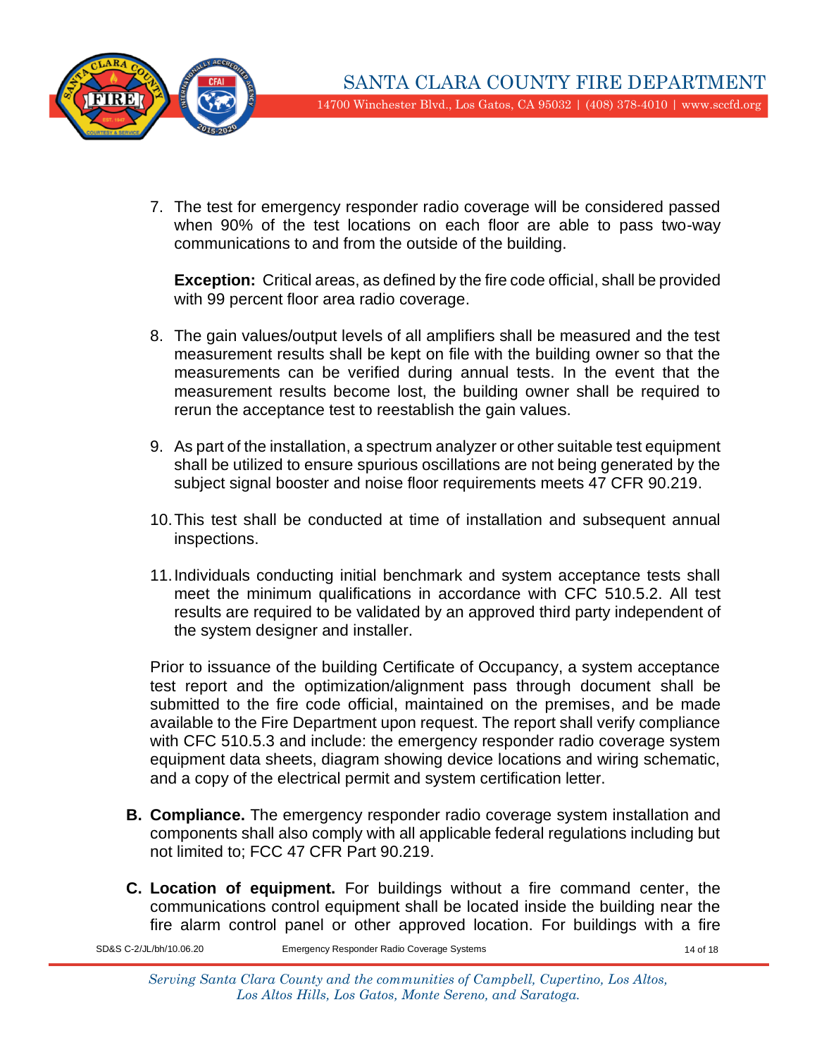7. The test for emergency responder radio coverage will be considered passed when 90% of the test locations on each floor are able to pass two-way communications to and from the outside of the building.

   **Exception:** Critical areas, as defined by the fire code official, shall be provided with 99 percent floor area radio coverage.

8. The gain values/output levels of all amplifiers shall be measured and the test measurement results shall be kept on file with the building owner so that the measurements can be verified during annual tests. In the event that the measurement results become lost, the building owner shall be required to rerun the acceptance test to reestablish the gain values.

9. As part of the installation, a spectrum analyzer or other suitable test equipment shall be utilized to ensure spurious oscillations are not being generated by the subject signal booster and noise floor requirements meets 47 CFR 90.219.

10. This test shall be conducted at time of installation and subsequent annual inspections.

11. Individuals conducting initial benchmark and system acceptance tests shall meet the minimum qualifications in accordance with CFC 510.5.2. All test results are required to be validated by an approved third party independent of the system designer and installer.

Prior to issuance of the building Certificate of Occupancy, a system acceptance test report and the optimization/alignment pass through document shall be submitted to the fire code official, maintained on the premises, and be made available to the Fire Department upon request. The report shall verify compliance with CFC 510.5.3 and include: the emergency responder radio coverage system equipment data sheets, diagram showing device locations and wiring schematic, and a copy of the electrical permit and system certification letter.

**B. Compliance.** The emergency responder radio coverage system installation and components shall also comply with all applicable federal regulations including but not limited to; FCC 47 CFR Part 90.219.

**C. Location of equipment.** For buildings without a fire command center, the communications control equipment shall be located inside the building near the fire alarm control panel or other approved location. For buildings with a fire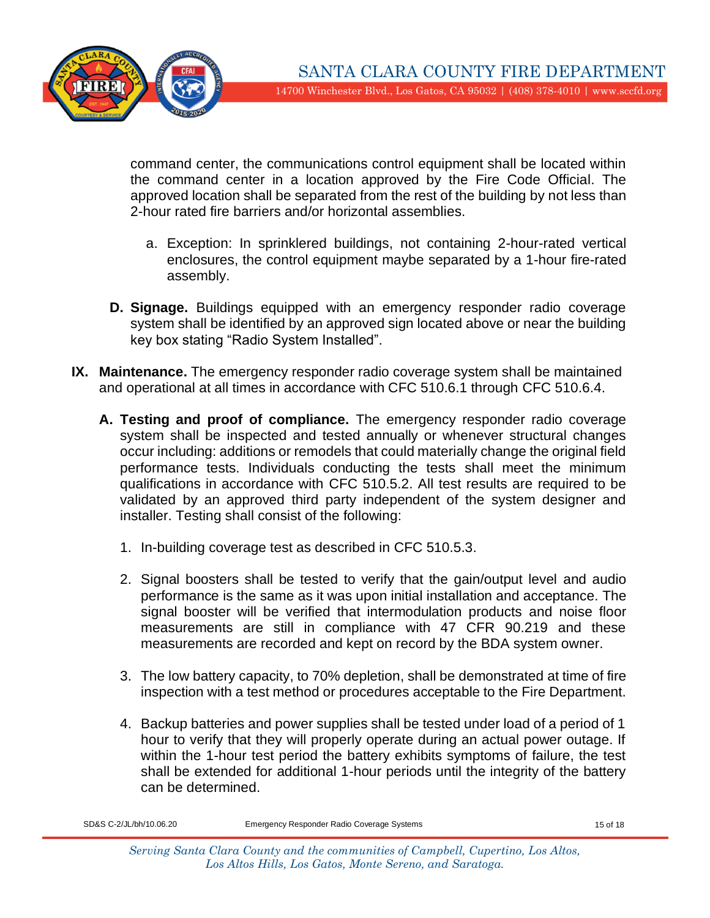command center, the communications control equipment shall be located within the command center in a location approved by the Fire Code Official. The approved location shall be separated from the rest of the building by not less than 2-hour rated fire barriers and/or horizontal assemblies.

a. Exception: In sprinklered buildings, not containing 2-hour-rated vertical enclosures, the control equipment maybe separated by a 1-hour fire-rated assembly.

**D. Signage.** Buildings equipped with an emergency responder radio coverage system shall be identified by an approved sign located above or near the building key box stating "Radio System Installed".

**IX. Maintenance.** The emergency responder radio coverage system shall be maintained and operational at all times in accordance with CFC 510.6.1 through CFC 510.6.4.

**A. Testing and proof of compliance.** The emergency responder radio coverage system shall be inspected and tested annually or whenever structural changes occur including: additions or remodels that could materially change the original field performance tests. Individuals conducting the tests shall meet the minimum qualifications in accordance with CFC 510.5.2. All test results are required to be validated by an approved third party independent of the system designer and installer. Testing shall consist of the following:

1. In-building coverage test as described in CFC 510.5.3.

2. Signal boosters shall be tested to verify that the gain/output level and audio performance is the same as it was upon initial installation and acceptance. The signal booster will be verified that intermodulation products and noise floor measurements are still in compliance with 47 CFR 90.219 and these measurements are recorded and kept on record by the BDA system owner.

3. The low battery capacity, to 70% depletion, shall be demonstrated at time of fire inspection with a test method or procedures acceptable to the Fire Department.

4. Backup batteries and power supplies shall be tested under load of a period of 1 hour to verify that they will properly operate during an actual power outage. If within the 1-hour test period the battery exhibits symptoms of failure, the test shall be extended for additional 1-hour periods until the integrity of the battery can be determined.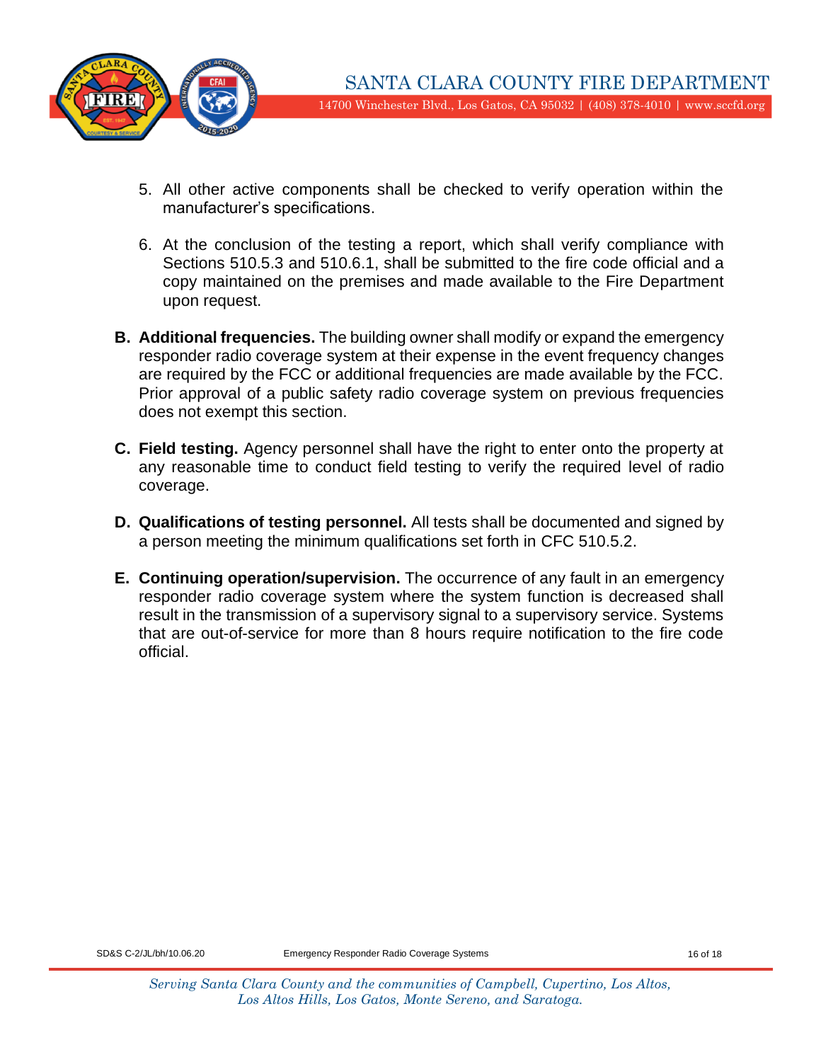5. All other active components shall be checked to verify operation within the manufacturer's specifications.

6. At the conclusion of the testing a report, which shall verify compliance with Sections 510.5.3 and 510.6.1, shall be submitted to the fire code official and a copy maintained on the premises and made available to the Fire Department upon request.

**B. Additional frequencies.** The building owner shall modify or expand the emergency responder radio coverage system at their expense in the event frequency changes are required by the FCC or additional frequencies are made available by the FCC. Prior approval of a public safety radio coverage system on previous frequencies does not exempt this section.

**C. Field testing.** Agency personnel shall have the right to enter onto the property at any reasonable time to conduct field testing to verify the required level of radio coverage.

**D. Qualifications of testing personnel.** All tests shall be documented and signed by a person meeting the minimum qualifications set forth in CFC 510.5.2.

**E. Continuing operation/supervision.** The occurrence of any fault in an emergency responder radio coverage system where the system function is decreased shall result in the transmission of a supervisory signal to a supervisory service. Systems that are out-of-service for more than 8 hours require notification to the fire code official.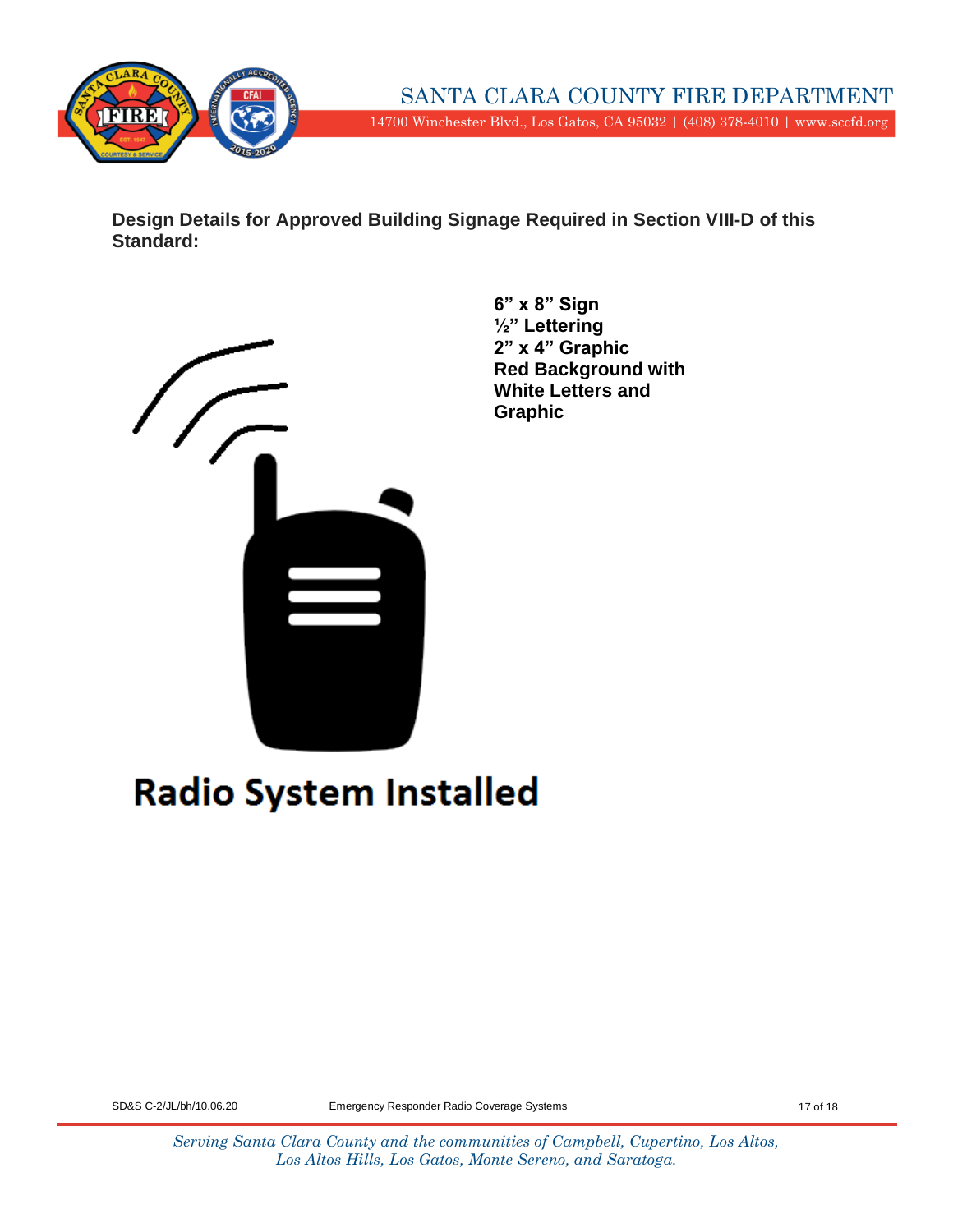**Design Details for Approved Building Signage Required in Section VIII-D of this Standard:**

**6" x 8" Sign**
**½" Lettering**
**2" x 4" Graphic**
**Red Background with White Letters and Graphic**

**Radio System Installed**